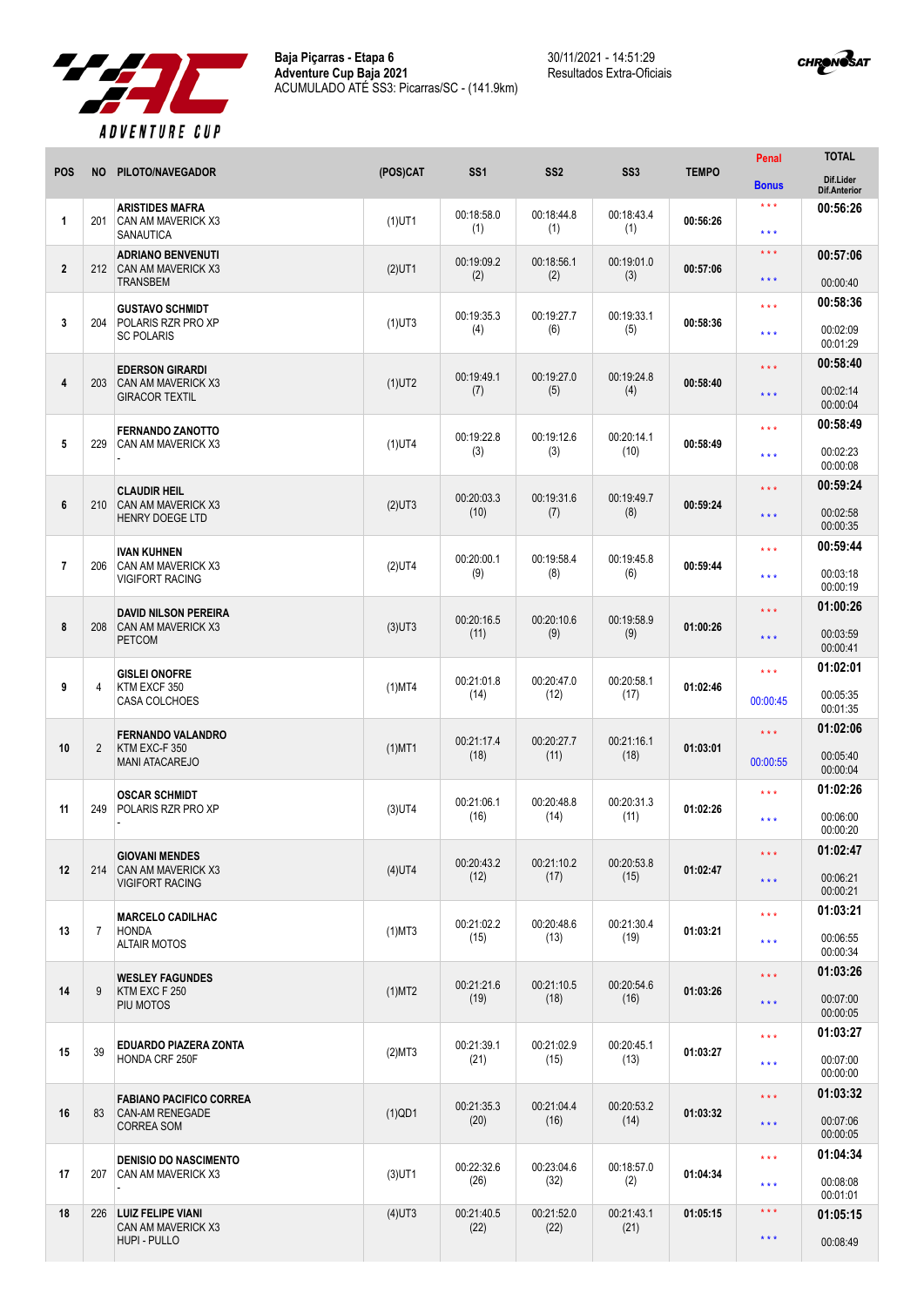Baja Piçarras - Etapa 6
Adventure Cup Baja 2021
ACUMULADO ATÉ SS3: Picarras/SC - (141.9km)

30/11/2021 - 14:51:29
Resultados Extra-Oficiais

| POS | NO | PILOTO/NAVEGADOR | (POS)CAT | SS1 | SS2 | SS3 | TEMPO | Penal / Bonus | TOTAL / Dif.Lider / Dif.Anterior |
|---|---|---|---|---|---|---|---|---|---|
| 1 | 201 | ARISTIDES MAFRA<br>CAN AM MAVERICK X3<br>SANAUTICA | (1)UT1 | 00:18:58.0 (1) | 00:18:44.8 (1) | 00:18:43.4 (1) | 00:56:26 | \*\*\* / \*\*\* | 00:56:26 |
| 2 | 212 | ADRIANO BENVENUTI<br>CAN AM MAVERICK X3<br>TRANSBEM | (2)UT1 | 00:19:09.2 (2) | 00:18:56.1 (2) | 00:19:01.0 (3) | 00:57:06 | \*\*\* / \*\*\* | 00:57:06<br>00:00:40 |
| 3 | 204 | GUSTAVO SCHMIDT<br>POLARIS RZR PRO XP<br>SC POLARIS | (1)UT3 | 00:19:35.3 (4) | 00:19:27.7 (6) | 00:19:33.1 (5) | 00:58:36 | \*\*\* / \*\*\* | 00:58:36<br>00:02:09<br>00:01:29 |
| 4 | 203 | EDERSON GIRARDI<br>CAN AM MAVERICK X3<br>GIRACOR TEXTIL | (1)UT2 | 00:19:49.1 (7) | 00:19:27.0 (5) | 00:19:24.8 (4) | 00:58:40 | \*\*\* / \*\*\* | 00:58:40<br>00:02:14<br>00:00:04 |
| 5 | 229 | FERNANDO ZANOTTO<br>CAN AM MAVERICK X3<br>- | (1)UT4 | 00:19:22.8 (3) | 00:19:12.6 (3) | 00:20:14.1 (10) | 00:58:49 | \*\*\* / \*\*\* | 00:58:49<br>00:02:23<br>00:00:08 |
| 6 | 210 | CLAUDIR HEIL<br>CAN AM MAVERICK X3<br>HENRY DOEGE LTD | (2)UT3 | 00:20:03.3 (10) | 00:19:31.6 (7) | 00:19:49.7 (8) | 00:59:24 | \*\*\* / \*\*\* | 00:59:24<br>00:02:58<br>00:00:35 |
| 7 | 206 | IVAN KUHNEN<br>CAN AM MAVERICK X3<br>VIGIFORT RACING | (2)UT4 | 00:20:00.1 (9) | 00:19:58.4 (8) | 00:19:45.8 (6) | 00:59:44 | \*\*\* / \*\*\* | 00:59:44<br>00:03:18<br>00:00:19 |
| 8 | 208 | DAVID NILSON PEREIRA<br>CAN AM MAVERICK X3<br>PETCOM | (3)UT3 | 00:20:16.5 (11) | 00:20:10.6 (9) | 00:19:58.9 (9) | 01:00:26 | \*\*\* / \*\*\* | 01:00:26<br>00:03:59<br>00:00:41 |
| 9 | 4 | GISLEI ONOFRE<br>KTM EXCF 350<br>CASA COLCHOES | (1)MT4 | 00:21:01.8 (14) | 00:20:47.0 (12) | 00:20:58.1 (17) | 01:02:46 | \*\*\* / 00:00:45 | 01:02:01<br>00:05:35<br>00:01:35 |
| 10 | 2 | FERNANDO VALANDRO<br>KTM EXC-F 350<br>MANI ATACAREJO | (1)MT1 | 00:21:17.4 (18) | 00:20:27.7 (11) | 00:21:16.1 (18) | 01:03:01 | \*\*\* / 00:00:55 | 01:02:06<br>00:05:40<br>00:00:04 |
| 11 | 249 | OSCAR SCHMIDT<br>POLARIS RZR PRO XP<br>- | (3)UT4 | 00:21:06.1 (16) | 00:20:48.8 (14) | 00:20:31.3 (11) | 01:02:26 | \*\*\* / \*\*\* | 01:02:26<br>00:06:00<br>00:00:20 |
| 12 | 214 | GIOVANI MENDES<br>CAN AM MAVERICK X3<br>VIGIFORT RACING | (4)UT4 | 00:20:43.2 (12) | 00:21:10.2 (17) | 00:20:53.8 (15) | 01:02:47 | \*\*\* / \*\*\* | 01:02:47<br>00:06:21<br>00:00:21 |
| 13 | 7 | MARCELO CADILHAC<br>HONDA<br>ALTAIR MOTOS | (1)MT3 | 00:21:02.2 (15) | 00:20:48.6 (13) | 00:21:30.4 (19) | 01:03:21 | \*\*\* / \*\*\* | 01:03:21<br>00:06:55<br>00:00:34 |
| 14 | 9 | WESLEY FAGUNDES<br>KTM EXC F 250<br>PIU MOTOS | (1)MT2 | 00:21:21.6 (19) | 00:21:10.5 (18) | 00:20:54.6 (16) | 01:03:26 | \*\*\* / \*\*\* | 01:03:26<br>00:07:00<br>00:00:05 |
| 15 | 39 | EDUARDO PIAZERA ZONTA<br>HONDA CRF 250F | (2)MT3 | 00:21:39.1 (21) | 00:21:02.9 (15) | 00:20:45.1 (13) | 01:03:27 | \*\*\* / \*\*\* | 01:03:27<br>00:07:00<br>00:00:00 |
| 16 | 83 | FABIANO PACIFICO CORREA<br>CAN-AM RENEGADE<br>CORREA SOM | (1)QD1 | 00:21:35.3 (20) | 00:21:04.4 (16) | 00:20:53.2 (14) | 01:03:32 | \*\*\* / \*\*\* | 01:03:32<br>00:07:06<br>00:00:05 |
| 17 | 207 | DENISIO DO NASCIMENTO<br>CAN AM MAVERICK X3<br>- | (3)UT1 | 00:22:32.6 (26) | 00:23:04.6 (32) | 00:18:57.0 (2) | 01:04:34 | \*\*\* / \*\*\* | 01:04:34<br>00:08:08<br>00:01:01 |
| 18 | 226 | LUIZ FELIPE VIANI<br>CAN AM MAVERICK X3<br>HUPI - PULLO | (4)UT3 | 00:21:40.5 (22) | 00:21:52.0 (22) | 00:21:43.1 (21) | 01:05:15 | \*\*\* / \*\*\* | 01:05:15<br>00:08:49 |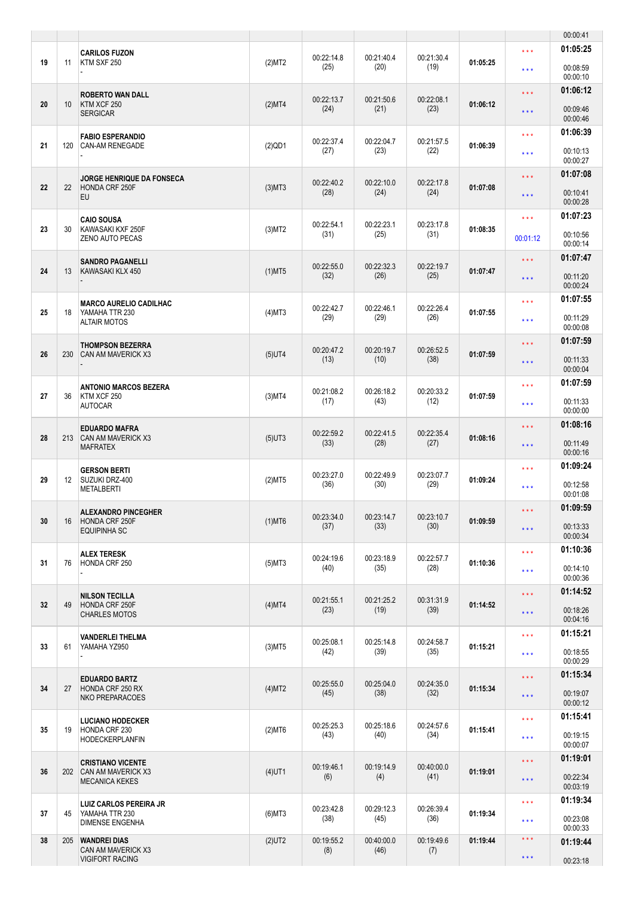| | | | | | | | | | |
|---|---|---|---|---|---|---|---|---|---|
| | | | | | | | | | 00:00:41 |
| 19 | 11 | **CARILOS FUZON**<br>KTM SXF 250<br>- | (2)MT2 | 00:22:14.8<br>(25) | 00:21:40.4<br>(20) | 00:21:30.4<br>(19) | 01:05:25 | \* \* \*<br>\* \* \* | **01:05:25**<br>00:08:59<br>00:00:10 |
| 20 | 10 | **ROBERTO WAN DALL**<br>KTM XCF 250<br>SERGICAR | (2)MT4 | 00:22:13.7<br>(24) | 00:21:50.6<br>(21) | 00:22:08.1<br>(23) | 01:06:12 | \* \* \*<br>\* \* \* | **01:06:12**<br>00:09:46<br>00:00:46 |
| 21 | 120 | **FABIO ESPERANDIO**<br>CAN-AM RENEGADE<br>- | (2)QD1 | 00:22:37.4<br>(27) | 00:22:04.7<br>(23) | 00:21:57.5<br>(22) | 01:06:39 | \* \* \*<br>\* \* \* | **01:06:39**<br>00:10:13<br>00:00:27 |
| 22 | 22 | **JORGE HENRIQUE DA FONSECA**<br>HONDA CRF 250F<br>EU | (3)MT3 | 00:22:40.2<br>(28) | 00:22:10.0<br>(24) | 00:22:17.8<br>(24) | 01:07:08 | \* \* \*<br>\* \* \* | **01:07:08**<br>00:10:41<br>00:00:28 |
| 23 | 30 | **CAIO SOUSA**<br>KAWASAKI KXF 250F<br>ZENO AUTO PECAS | (3)MT2 | 00:22:54.1<br>(31) | 00:22:23.1<br>(25) | 00:23:17.8<br>(31) | 01:08:35 | \* \* \*<br>00:01:12 | **01:07:23**<br>00:10:56<br>00:00:14 |
| 24 | 13 | **SANDRO PAGANELLI**<br>KAWASAKI KLX 450<br>- | (1)MT5 | 00:22:55.0<br>(32) | 00:22:32.3<br>(26) | 00:22:19.7<br>(25) | 01:07:47 | \* \* \*<br>\* \* \* | **01:07:47**<br>00:11:20<br>00:00:24 |
| 25 | 18 | **MARCO AURELIO CADILHAC**<br>YAMAHA TTR 230<br>ALTAIR MOTOS | (4)MT3 | 00:22:42.7<br>(29) | 00:22:46.1<br>(29) | 00:22:26.4<br>(26) | 01:07:55 | \* \* \*<br>\* \* \* | **01:07:55**<br>00:11:29<br>00:00:08 |
| 26 | 230 | **THOMPSON BEZERRA**<br>CAN AM MAVERICK X3<br>- | (5)UT4 | 00:20:47.2<br>(13) | 00:20:19.7<br>(10) | 00:26:52.5<br>(38) | 01:07:59 | \* \* \*<br>\* \* \* | **01:07:59**<br>00:11:33<br>00:00:04 |
| 27 | 36 | **ANTONIO MARCOS BEZERA**<br>KTM XCF 250<br>AUTOCAR | (3)MT4 | 00:21:08.2<br>(17) | 00:26:18.2<br>(43) | 00:20:33.2<br>(12) | 01:07:59 | \* \* \*<br>\* \* \* | **01:07:59**<br>00:11:33<br>00:00:00 |
| 28 | 213 | **EDUARDO MAFRA**<br>CAN AM MAVERICK X3<br>MAFRATEX | (5)UT3 | 00:22:59.2<br>(33) | 00:22:41.5<br>(28) | 00:22:35.4<br>(27) | 01:08:16 | \* \* \*<br>\* \* \* | **01:08:16**<br>00:11:49<br>00:00:16 |
| 29 | 12 | **GERSON BERTI**<br>SUZUKI DRZ-400<br>METALBERTI | (2)MT5 | 00:23:27.0<br>(36) | 00:22:49.9<br>(30) | 00:23:07.7<br>(29) | 01:09:24 | \* \* \*<br>\* \* \* | **01:09:24**<br>00:12:58<br>00:01:08 |
| 30 | 16 | **ALEXANDRO PINCEGHER**<br>HONDA CRF 250F<br>EQUIPINHA SC | (1)MT6 | 00:23:34.0<br>(37) | 00:23:14.7<br>(33) | 00:23:10.7<br>(30) | 01:09:59 | \* \* \*<br>\* \* \* | **01:09:59**<br>00:13:33<br>00:00:34 |
| 31 | 76 | **ALEX TERESK**<br>HONDA CRF 250<br>- | (5)MT3 | 00:24:19.6<br>(40) | 00:23:18.9<br>(35) | 00:22:57.7<br>(28) | 01:10:36 | \* \* \*<br>\* \* \* | **01:10:36**<br>00:14:10<br>00:00:36 |
| 32 | 49 | **NILSON TECILLA**<br>HONDA CRF 250F<br>CHARLES MOTOS | (4)MT4 | 00:21:55.1<br>(23) | 00:21:25.2<br>(19) | 00:31:31.9<br>(39) | 01:14:52 | \* \* \*<br>\* \* \* | **01:14:52**<br>00:18:26<br>00:04:16 |
| 33 | 61 | **VANDERLEI THELMA**<br>YAMAHA YZ950<br>- | (3)MT5 | 00:25:08.1<br>(42) | 00:25:14.8<br>(39) | 00:24:58.7<br>(35) | 01:15:21 | \* \* \*<br>\* \* \* | **01:15:21**<br>00:18:55<br>00:00:29 |
| 34 | 27 | **EDUARDO BARTZ**<br>HONDA CRF 250 RX<br>NKO PREPARACOES | (4)MT2 | 00:25:55.0<br>(45) | 00:25:04.0<br>(38) | 00:24:35.0<br>(32) | 01:15:34 | \* \* \*<br>\* \* \* | **01:15:34**<br>00:19:07<br>00:00:12 |
| 35 | 19 | **LUCIANO HODECKER**<br>HONDA CRF 230<br>HODECKERPLANFIN | (2)MT6 | 00:25:25.3<br>(43) | 00:25:18.6<br>(40) | 00:24:57.6<br>(34) | 01:15:41 | \* \* \*<br>\* \* \* | **01:15:41**<br>00:19:15<br>00:00:07 |
| 36 | 202 | **CRISTIANO VICENTE**<br>CAN AM MAVERICK X3<br>MECANICA KEKES | (4)UT1 | 00:19:46.1<br>(6) | 00:19:14.9<br>(4) | 00:40:00.0<br>(41) | 01:19:01 | \* \* \*<br>\* \* \* | **01:19:01**<br>00:22:34<br>00:03:19 |
| 37 | 45 | **LUIZ CARLOS PEREIRA JR**<br>YAMAHA TTR 230<br>DIMENSE ENGENHA | (6)MT3 | 00:23:42.8<br>(38) | 00:29:12.3<br>(45) | 00:26:39.4<br>(36) | 01:19:34 | \* \* \*<br>\* \* \* | **01:19:34**<br>00:23:08<br>00:00:33 |
| 38 | 205 | **WANDREI DIAS**<br>CAN AM MAVERICK X3<br>VIGIFORT RACING | (2)UT2 | 00:19:55.2<br>(8) | 00:40:00.0<br>(46) | 00:19:49.6<br>(7) | 01:19:44 | \* \* \*<br>\* \* \* | **01:19:44**<br>00:23:18 |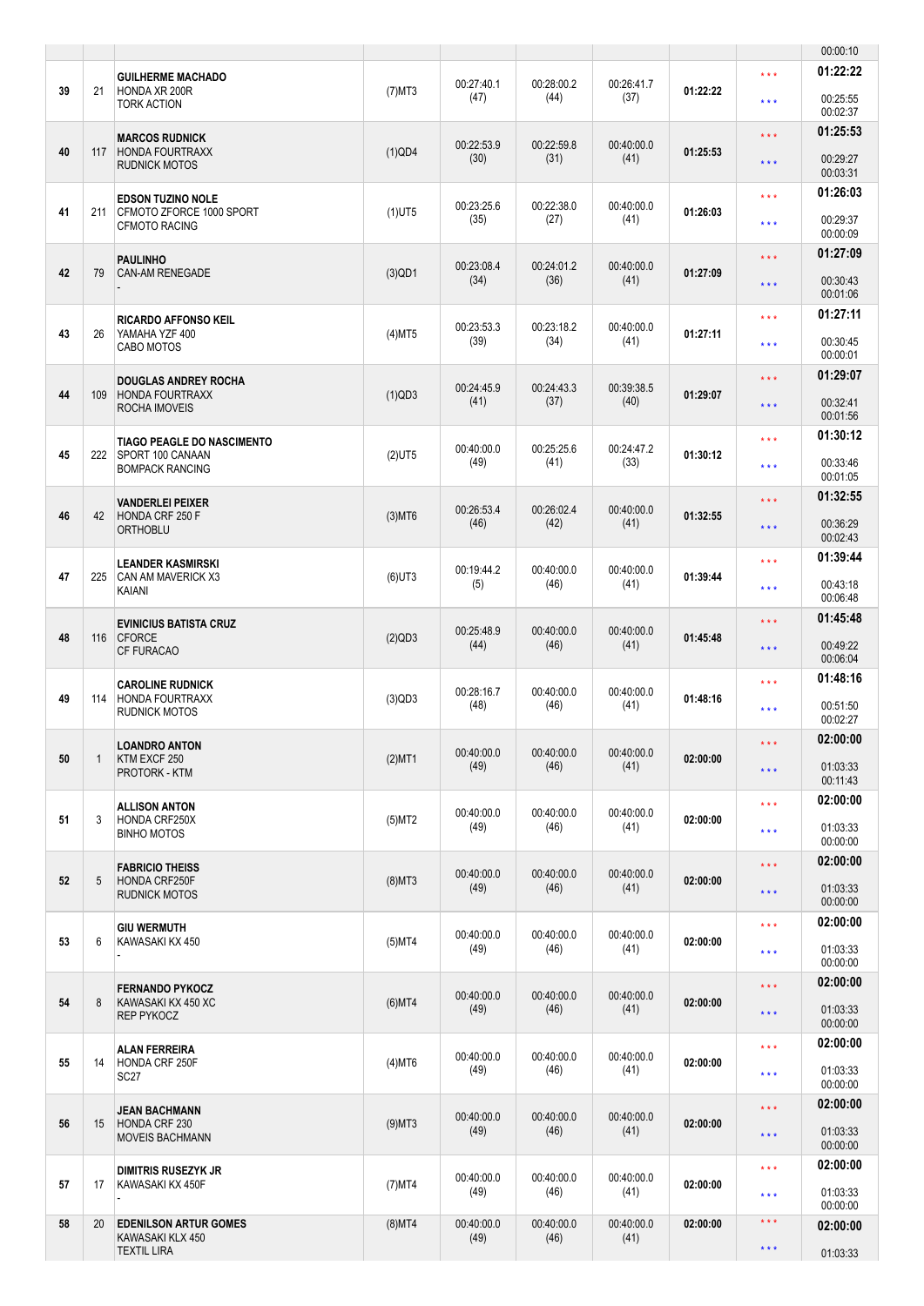| | | | | | | | | | |
|---|---|---|---|---|---|---|---|---|---|
| | | | | | | | | | 00:00:10 |
| 39 | 21 | **GUILHERME MACHADO**<br>HONDA XR 200R<br>TORK ACTION | (7)MT3 | 00:27:40.1<br>(47) | 00:28:00.2<br>(44) | 00:26:41.7<br>(37) | 01:22:22 | \*\*\*<br>\*\*\* | **01:22:22**<br>00:25:55<br>00:02:37 |
| 40 | 117 | **MARCOS RUDNICK**<br>HONDA FOURTRAXX<br>RUDNICK MOTOS | (1)QD4 | 00:22:53.9<br>(30) | 00:22:59.8<br>(31) | 00:40:00.0<br>(41) | 01:25:53 | \*\*\*<br>\*\*\* | **01:25:53**<br>00:29:27<br>00:03:31 |
| 41 | 211 | **EDSON TUZINO NOLE**<br>CFMOTO ZFORCE 1000 SPORT<br>CFMOTO RACING | (1)UT5 | 00:23:25.6<br>(35) | 00:22:38.0<br>(27) | 00:40:00.0<br>(41) | 01:26:03 | \*\*\*<br>\*\*\* | **01:26:03**<br>00:29:37<br>00:00:09 |
| 42 | 79 | **PAULINHO**<br>CAN-AM RENEGADE<br>- | (3)QD1 | 00:23:08.4<br>(34) | 00:24:01.2<br>(36) | 00:40:00.0<br>(41) | 01:27:09 | \*\*\*<br>\*\*\* | **01:27:09**<br>00:30:43<br>00:01:06 |
| 43 | 26 | **RICARDO AFFONSO KEIL**<br>YAMAHA YZF 400<br>CABO MOTOS | (4)MT5 | 00:23:53.3<br>(39) | 00:23:18.2<br>(34) | 00:40:00.0<br>(41) | 01:27:11 | \*\*\*<br>\*\*\* | **01:27:11**<br>00:30:45<br>00:00:01 |
| 44 | 109 | **DOUGLAS ANDREY ROCHA**<br>HONDA FOURTRAXX<br>ROCHA IMOVEIS | (1)QD3 | 00:24:45.9<br>(41) | 00:24:43.3<br>(37) | 00:39:38.5<br>(40) | 01:29:07 | \*\*\*<br>\*\*\* | **01:29:07**<br>00:32:41<br>00:01:56 |
| 45 | 222 | **TIAGO PEAGLE DO NASCIMENTO**<br>SPORT 100 CANAAN<br>BOMPACK RANCING | (2)UT5 | 00:40:00.0<br>(49) | 00:25:25.6<br>(41) | 00:24:47.2<br>(33) | 01:30:12 | \*\*\*<br>\*\*\* | **01:30:12**<br>00:33:46<br>00:01:05 |
| 46 | 42 | **VANDERLEI PEIXER**<br>HONDA CRF 250 F<br>ORTHOBLU | (3)MT6 | 00:26:53.4<br>(46) | 00:26:02.4<br>(42) | 00:40:00.0<br>(41) | 01:32:55 | \*\*\*<br>\*\*\* | **01:32:55**<br>00:36:29<br>00:02:43 |
| 47 | 225 | **LEANDER KASMIRSKI**<br>CAN AM MAVERICK X3<br>KAIANI | (6)UT3 | 00:19:44.2<br>(5) | 00:40:00.0<br>(46) | 00:40:00.0<br>(41) | 01:39:44 | \*\*\*<br>\*\*\* | **01:39:44**<br>00:43:18<br>00:06:48 |
| 48 | 116 | **EVINICIUS BATISTA CRUZ**<br>CFORCE<br>CF FURACAO | (2)QD3 | 00:25:48.9<br>(44) | 00:40:00.0<br>(46) | 00:40:00.0<br>(41) | 01:45:48 | \*\*\*<br>\*\*\* | **01:45:48**<br>00:49:22<br>00:06:04 |
| 49 | 114 | **CAROLINE RUDNICK**<br>HONDA FOURTRAXX<br>RUDNICK MOTOS | (3)QD3 | 00:28:16.7<br>(48) | 00:40:00.0<br>(46) | 00:40:00.0<br>(41) | 01:48:16 | \*\*\*<br>\*\*\* | **01:48:16**<br>00:51:50<br>00:02:27 |
| 50 | 1 | **LOANDRO ANTON**<br>KTM EXCF 250<br>PROTORK - KTM | (2)MT1 | 00:40:00.0<br>(49) | 00:40:00.0<br>(46) | 00:40:00.0<br>(41) | 02:00:00 | \*\*\*<br>\*\*\* | **02:00:00**<br>01:03:33<br>00:11:43 |
| 51 | 3 | **ALLISON ANTON**<br>HONDA CRF250X<br>BINHO MOTOS | (5)MT2 | 00:40:00.0<br>(49) | 00:40:00.0<br>(46) | 00:40:00.0<br>(41) | 02:00:00 | \*\*\*<br>\*\*\* | **02:00:00**<br>01:03:33<br>00:00:00 |
| 52 | 5 | **FABRICIO THEISS**<br>HONDA CRF250F<br>RUDNICK MOTOS | (8)MT3 | 00:40:00.0<br>(49) | 00:40:00.0<br>(46) | 00:40:00.0<br>(41) | 02:00:00 | \*\*\*<br>\*\*\* | **02:00:00**<br>01:03:33<br>00:00:00 |
| 53 | 6 | **GIU WERMUTH**<br>KAWASAKI KX 450<br>- | (5)MT4 | 00:40:00.0<br>(49) | 00:40:00.0<br>(46) | 00:40:00.0<br>(41) | 02:00:00 | \*\*\*<br>\*\*\* | **02:00:00**<br>01:03:33<br>00:00:00 |
| 54 | 8 | **FERNANDO PYKOCZ**<br>KAWASAKI KX 450 XC<br>REP PYKOCZ | (6)MT4 | 00:40:00.0<br>(49) | 00:40:00.0<br>(46) | 00:40:00.0<br>(41) | 02:00:00 | \*\*\*<br>\*\*\* | **02:00:00**<br>01:03:33<br>00:00:00 |
| 55 | 14 | **ALAN FERREIRA**<br>HONDA CRF 250F<br>SC27 | (4)MT6 | 00:40:00.0<br>(49) | 00:40:00.0<br>(46) | 00:40:00.0<br>(41) | 02:00:00 | \*\*\*<br>\*\*\* | **02:00:00**<br>01:03:33<br>00:00:00 |
| 56 | 15 | **JEAN BACHMANN**<br>HONDA CRF 230<br>MOVEIS BACHMANN | (9)MT3 | 00:40:00.0<br>(49) | 00:40:00.0<br>(46) | 00:40:00.0<br>(41) | 02:00:00 | \*\*\*<br>\*\*\* | **02:00:00**<br>01:03:33<br>00:00:00 |
| 57 | 17 | **DIMITRIS RUSEZYK JR**<br>KAWASAKI KX 450F<br>- | (7)MT4 | 00:40:00.0<br>(49) | 00:40:00.0<br>(46) | 00:40:00.0<br>(41) | 02:00:00 | \*\*\*<br>\*\*\* | **02:00:00**<br>01:03:33<br>00:00:00 |
| 58 | 20 | **EDENILSON ARTUR GOMES**<br>KAWASAKI KLX 450<br>TEXTIL LIRA | (8)MT4 | 00:40:00.0<br>(49) | 00:40:00.0<br>(46) | 00:40:00.0<br>(41) | 02:00:00 | \*\*\*<br>\*\*\* | **02:00:00**<br>01:03:33 |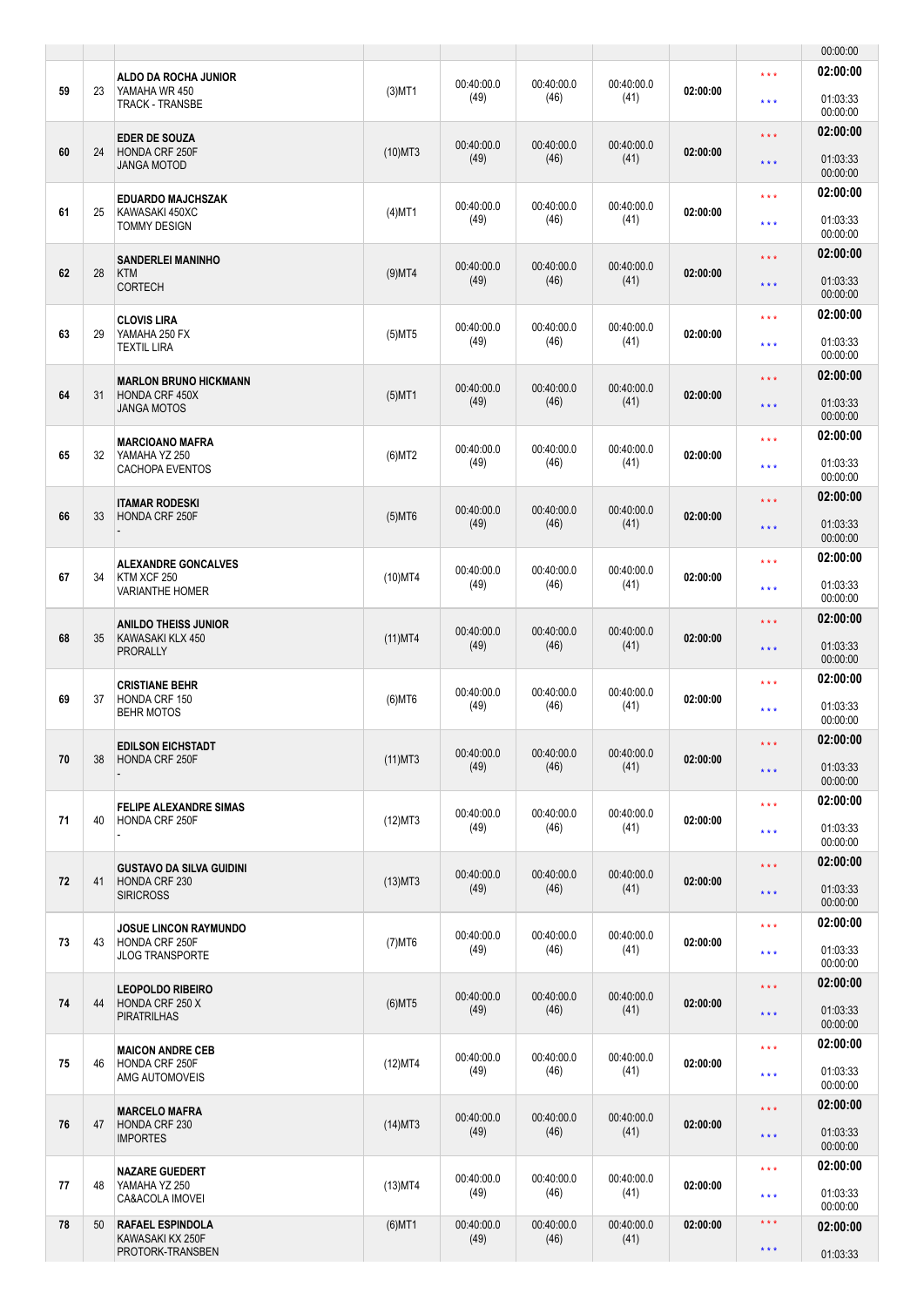| | | | | | | | | | 00:00:00 |
|---|---|---|---|---|---|---|---|---|---|
| 59 | 23 | **ALDO DA ROCHA JUNIOR**<br>YAMAHA WR 450<br>TRACK - TRANSBE | (3)MT1 | 00:40:00.0<br>(49) | 00:40:00.0<br>(46) | 00:40:00.0<br>(41) | **02:00:00** | \* \* \*<br>\* \* \* | **02:00:00**<br>01:03:33<br>00:00:00 |
| 60 | 24 | **EDER DE SOUZA**<br>HONDA CRF 250F<br>JANGA MOTOD | (10)MT3 | 00:40:00.0<br>(49) | 00:40:00.0<br>(46) | 00:40:00.0<br>(41) | **02:00:00** | \* \* \*<br>\* \* \* | **02:00:00**<br>01:03:33<br>00:00:00 |
| 61 | 25 | **EDUARDO MAJCHSZAK**<br>KAWASAKI 450XC<br>TOMMY DESIGN | (4)MT1 | 00:40:00.0<br>(49) | 00:40:00.0<br>(46) | 00:40:00.0<br>(41) | **02:00:00** | \* \* \*<br>\* \* \* | **02:00:00**<br>01:03:33<br>00:00:00 |
| 62 | 28 | **SANDERLEI MANINHO**<br>KTM<br>CORTECH | (9)MT4 | 00:40:00.0<br>(49) | 00:40:00.0<br>(46) | 00:40:00.0<br>(41) | **02:00:00** | \* \* \*<br>\* \* \* | **02:00:00**<br>01:03:33<br>00:00:00 |
| 63 | 29 | **CLOVIS LIRA**<br>YAMAHA 250 FX<br>TEXTIL LIRA | (5)MT5 | 00:40:00.0<br>(49) | 00:40:00.0<br>(46) | 00:40:00.0<br>(41) | **02:00:00** | \* \* \*<br>\* \* \* | **02:00:00**<br>01:03:33<br>00:00:00 |
| 64 | 31 | **MARLON BRUNO HICKMANN**<br>HONDA CRF 450X<br>JANGA MOTOS | (5)MT1 | 00:40:00.0<br>(49) | 00:40:00.0<br>(46) | 00:40:00.0<br>(41) | **02:00:00** | \* \* \*<br>\* \* \* | **02:00:00**<br>01:03:33<br>00:00:00 |
| 65 | 32 | **MARCIOANO MAFRA**<br>YAMAHA YZ 250<br>CACHOPA EVENTOS | (6)MT2 | 00:40:00.0<br>(49) | 00:40:00.0<br>(46) | 00:40:00.0<br>(41) | **02:00:00** | \* \* \*<br>\* \* \* | **02:00:00**<br>01:03:33<br>00:00:00 |
| 66 | 33 | **ITAMAR RODESKI**<br>HONDA CRF 250F<br>- | (5)MT6 | 00:40:00.0<br>(49) | 00:40:00.0<br>(46) | 00:40:00.0<br>(41) | **02:00:00** | \* \* \*<br>\* \* \* | **02:00:00**<br>01:03:33<br>00:00:00 |
| 67 | 34 | **ALEXANDRE GONCALVES**<br>KTM XCF 250<br>VARIANTHE HOMER | (10)MT4 | 00:40:00.0<br>(49) | 00:40:00.0<br>(46) | 00:40:00.0<br>(41) | **02:00:00** | \* \* \*<br>\* \* \* | **02:00:00**<br>01:03:33<br>00:00:00 |
| 68 | 35 | **ANILDO THEISS JUNIOR**<br>KAWASAKI KLX 450<br>PRORALLY | (11)MT4 | 00:40:00.0<br>(49) | 00:40:00.0<br>(46) | 00:40:00.0<br>(41) | **02:00:00** | \* \* \*<br>\* \* \* | **02:00:00**<br>01:03:33<br>00:00:00 |
| 69 | 37 | **CRISTIANE BEHR**<br>HONDA CRF 150<br>BEHR MOTOS | (6)MT6 | 00:40:00.0<br>(49) | 00:40:00.0<br>(46) | 00:40:00.0<br>(41) | **02:00:00** | \* \* \*<br>\* \* \* | **02:00:00**<br>01:03:33<br>00:00:00 |
| 70 | 38 | **EDILSON EICHSTADT**<br>HONDA CRF 250F<br>- | (11)MT3 | 00:40:00.0<br>(49) | 00:40:00.0<br>(46) | 00:40:00.0<br>(41) | **02:00:00** | \* \* \*<br>\* \* \* | **02:00:00**<br>01:03:33<br>00:00:00 |
| 71 | 40 | **FELIPE ALEXANDRE SIMAS**<br>HONDA CRF 250F<br>- | (12)MT3 | 00:40:00.0<br>(49) | 00:40:00.0<br>(46) | 00:40:00.0<br>(41) | **02:00:00** | \* \* \*<br>\* \* \* | **02:00:00**<br>01:03:33<br>00:00:00 |
| 72 | 41 | **GUSTAVO DA SILVA GUIDINI**<br>HONDA CRF 230<br>SIRICROSS | (13)MT3 | 00:40:00.0<br>(49) | 00:40:00.0<br>(46) | 00:40:00.0<br>(41) | **02:00:00** | \* \* \*<br>\* \* \* | **02:00:00**<br>01:03:33<br>00:00:00 |
| 73 | 43 | **JOSUE LINCON RAYMUNDO**<br>HONDA CRF 250F<br>JLOG TRANSPORTE | (7)MT6 | 00:40:00.0<br>(49) | 00:40:00.0<br>(46) | 00:40:00.0<br>(41) | **02:00:00** | \* \* \*<br>\* \* \* | **02:00:00**<br>01:03:33<br>00:00:00 |
| 74 | 44 | **LEOPOLDO RIBEIRO**<br>HONDA CRF 250 X<br>PIRATRILHAS | (6)MT5 | 00:40:00.0<br>(49) | 00:40:00.0<br>(46) | 00:40:00.0<br>(41) | **02:00:00** | \* \* \*<br>\* \* \* | **02:00:00**<br>01:03:33<br>00:00:00 |
| 75 | 46 | **MAICON ANDRE CEB**<br>HONDA CRF 250F<br>AMG AUTOMOVEIS | (12)MT4 | 00:40:00.0<br>(49) | 00:40:00.0<br>(46) | 00:40:00.0<br>(41) | **02:00:00** | \* \* \*<br>\* \* \* | **02:00:00**<br>01:03:33<br>00:00:00 |
| 76 | 47 | **MARCELO MAFRA**<br>HONDA CRF 230<br>IMPORTES | (14)MT3 | 00:40:00.0<br>(49) | 00:40:00.0<br>(46) | 00:40:00.0<br>(41) | **02:00:00** | \* \* \*<br>\* \* \* | **02:00:00**<br>01:03:33<br>00:00:00 |
| 77 | 48 | **NAZARE GUEDERT**<br>YAMAHA YZ 250<br>CA&ACOLA IMOVEI | (13)MT4 | 00:40:00.0<br>(49) | 00:40:00.0<br>(46) | 00:40:00.0<br>(41) | **02:00:00** | \* \* \*<br>\* \* \* | **02:00:00**<br>01:03:33<br>00:00:00 |
| 78 | 50 | **RAFAEL ESPINDOLA**<br>KAWASAKI KX 250F<br>PROTORK-TRANSBEN | (6)MT1 | 00:40:00.0<br>(49) | 00:40:00.0<br>(46) | 00:40:00.0<br>(41) | **02:00:00** | \* \* \*<br>\* \* \* | **02:00:00**<br>01:03:33 |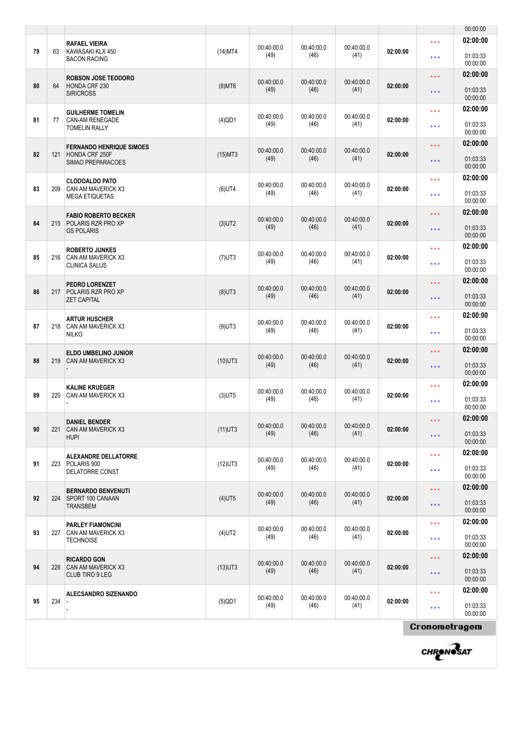| | | | | | | | | | |
|---|---|---|---|---|---|---|---|---|---|
| | | | | | | | | | 00:00:00 |
| 79 | 63 | RAFAEL VIEIRA<br>KAWASAKI KLX 450<br>BACON RACING | (14)MT4 | 00:40:00.0<br>(49) | 00:40:00.0<br>(46) | 00:40:00.0<br>(41) | 02:00:00 | \*\*\*<br>\*\*\* | 02:00:00<br>01:03:33<br>00:00:00 |
| 80 | 64 | ROBSON JOSE TEODORO<br>HONDA CRF 230<br>SIRICROSS | (8)MT6 | 00:40:00.0<br>(49) | 00:40:00.0<br>(46) | 00:40:00.0<br>(41) | 02:00:00 | \*\*\*<br>\*\*\* | 02:00:00<br>01:03:33<br>00:00:00 |
| 81 | 77 | GUILHERME TOMELIN<br>CAN-AM RENEGADE<br>TOMELIN RALLY | (4)QD1 | 00:40:00.0<br>(49) | 00:40:00.0<br>(46) | 00:40:00.0<br>(41) | 02:00:00 | \*\*\*<br>\*\*\* | 02:00:00<br>01:03:33<br>00:00:00 |
| 82 | 121 | FERNANDO HENRIQUE SIMOES<br>HONDA CRF 250F<br>SIMAO PREPARACOES | (15)MT3 | 00:40:00.0<br>(49) | 00:40:00.0<br>(46) | 00:40:00.0<br>(41) | 02:00:00 | \*\*\*<br>\*\*\* | 02:00:00<br>01:03:33<br>00:00:00 |
| 83 | 209 | CLODOALDO PATO<br>CAN AM MAVERICK X3<br>MEGA ETIQUETAS | (6)UT4 | 00:40:00.0<br>(49) | 00:40:00.0<br>(46) | 00:40:00.0<br>(41) | 02:00:00 | \*\*\*<br>\*\*\* | 02:00:00<br>01:03:33<br>00:00:00 |
| 84 | 215 | FABIO ROBERTO BECKER<br>POLARIS RZR PRO XP<br>GS POLARIS | (3)UT2 | 00:40:00.0<br>(49) | 00:40:00.0<br>(46) | 00:40:00.0<br>(41) | 02:00:00 | \*\*\*<br>\*\*\* | 02:00:00<br>01:03:33<br>00:00:00 |
| 85 | 216 | ROBERTO JUNKES<br>CAN AM MAVERICK X3<br>CLINICA SALUS | (7)UT3 | 00:40:00.0<br>(49) | 00:40:00.0<br>(46) | 00:40:00.0<br>(41) | 02:00:00 | \*\*\*<br>\*\*\* | 02:00:00<br>01:03:33<br>00:00:00 |
| 86 | 217 | PEDRO LORENZET<br>POLARIS RZR PRO XP<br>ZET CAPITAL | (8)UT3 | 00:40:00.0<br>(49) | 00:40:00.0<br>(46) | 00:40:00.0<br>(41) | 02:00:00 | \*\*\*<br>\*\*\* | 02:00:00<br>01:03:33<br>00:00:00 |
| 87 | 218 | ARTUR HUSCHER<br>CAN AM MAVERICK X3<br>NILKO | (9)UT3 | 00:40:00.0<br>(49) | 00:40:00.0<br>(46) | 00:40:00.0<br>(41) | 02:00:00 | \*\*\*<br>\*\*\* | 02:00:00<br>01:03:33<br>00:00:00 |
| 88 | 219 | ELDO UMBELINO JUNIOR<br>CAN AM MAVERICK X3<br>- | (10)UT3 | 00:40:00.0<br>(49) | 00:40:00.0<br>(46) | 00:40:00.0<br>(41) | 02:00:00 | \*\*\*<br>\*\*\* | 02:00:00<br>01:03:33<br>00:00:00 |
| 89 | 220 | KALINE KRUEGER<br>CAN AM MAVERICK X3<br>- | (3)UT5 | 00:40:00.0<br>(49) | 00:40:00.0<br>(46) | 00:40:00.0<br>(41) | 02:00:00 | \*\*\*<br>\*\*\* | 02:00:00<br>01:03:33<br>00:00:00 |
| 90 | 221 | DANIEL BENDER<br>CAN AM MAVERICK X3<br>HUPI | (11)UT3 | 00:40:00.0<br>(49) | 00:40:00.0<br>(46) | 00:40:00.0<br>(41) | 02:00:00 | \*\*\*<br>\*\*\* | 02:00:00<br>01:03:33<br>00:00:00 |
| 91 | 223 | ALEXANDRE DELLATORRE<br>POLARIS 900<br>DELATORRE CONST | (12)UT3 | 00:40:00.0<br>(49) | 00:40:00.0<br>(46) | 00:40:00.0<br>(41) | 02:00:00 | \*\*\*<br>\*\*\* | 02:00:00<br>01:03:33<br>00:00:00 |
| 92 | 224 | BERNARDO BENVENUTI<br>SPORT 100 CANAAN<br>TRANSBEM | (4)UT5 | 00:40:00.0<br>(49) | 00:40:00.0<br>(46) | 00:40:00.0<br>(41) | 02:00:00 | \*\*\*<br>\*\*\* | 02:00:00<br>01:03:33<br>00:00:00 |
| 93 | 227 | PARLEY FIAMONCINI<br>CAN AM MAVERICK X3<br>TECHNOISE | (4)UT2 | 00:40:00.0<br>(49) | 00:40:00.0<br>(46) | 00:40:00.0<br>(41) | 02:00:00 | \*\*\*<br>\*\*\* | 02:00:00<br>01:03:33<br>00:00:00 |
| 94 | 228 | RICARDO GON<br>CAN AM MAVERICK X3<br>CLUB TIRO 9 LEG | (13)UT3 | 00:40:00.0<br>(49) | 00:40:00.0<br>(46) | 00:40:00.0<br>(41) | 02:00:00 | \*\*\*<br>\*\*\* | 02:00:00<br>01:03:33<br>00:00:00 |
| 95 | 234 | ALECSANDRO SIZENANDO<br>-<br>- | (5)QD1 | 00:40:00.0<br>(49) | 00:40:00.0<br>(46) | 00:40:00.0<br>(41) | 02:00:00 | \*\*\*<br>\*\*\* | 02:00:00<br>01:03:33<br>00:00:00 |

**Cronometragem**

CHRONOSAT